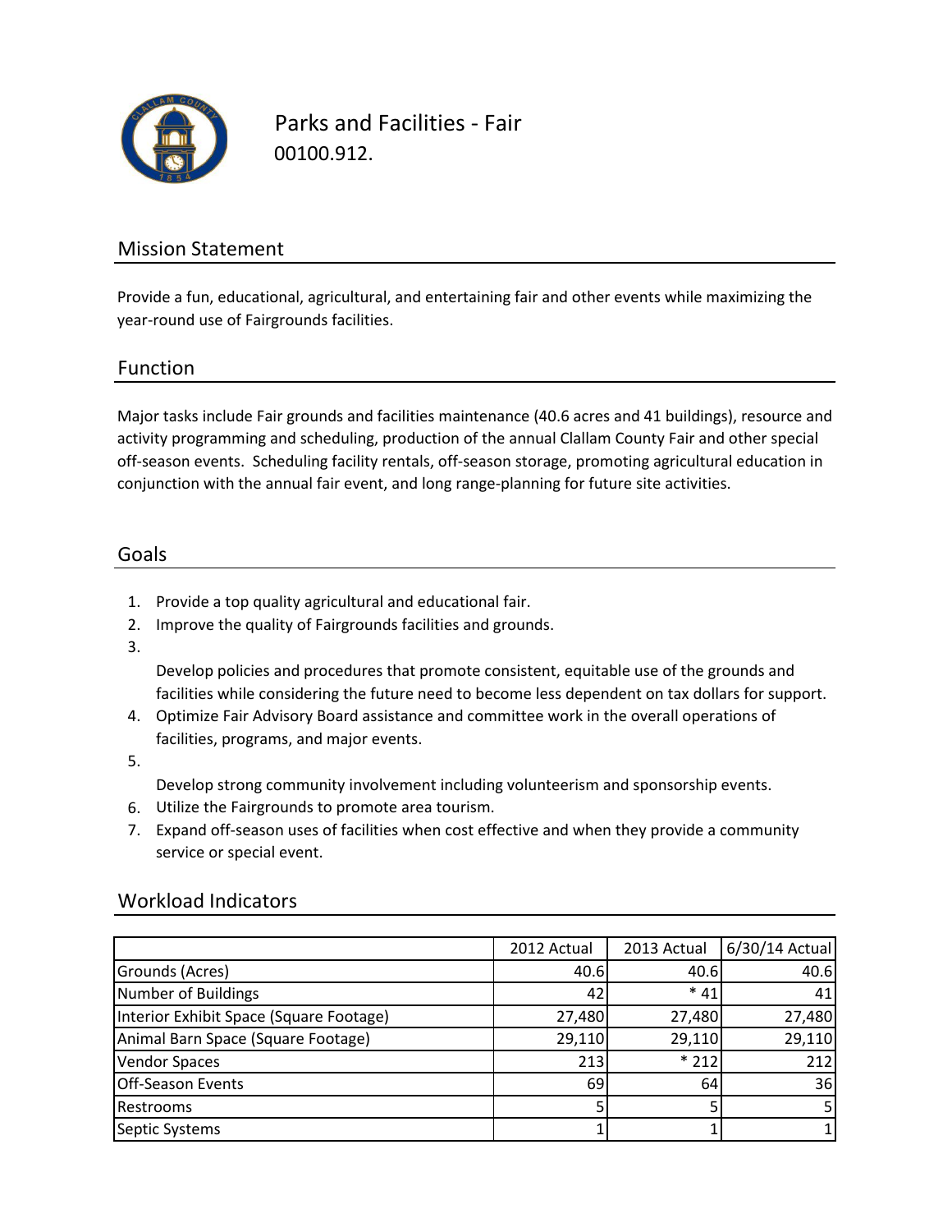# Parks and Facilities - Fair

00100.912.

## Mission Statement

Provide a fun, educational, agricultural, and entertaining fair and other events while maximizing the year-round use of Fairgrounds facilities.

## Function

Major tasks include Fair grounds and facilities maintenance (40.6 acres and 41 buildings), resource and activity programming and scheduling, production of the annual Clallam County Fair and other special off-season events. Scheduling facility rentals, off-season storage, promoting agricultural education in conjunction with the annual fair event, and long range-planning for future site activities.

## Goals

1. Provide a top quality agricultural and educational fair.
2. Improve the quality of Fairgrounds facilities and grounds.
3. Develop policies and procedures that promote consistent, equitable use of the grounds and facilities while considering the future need to become less dependent on tax dollars for support.
4. Optimize Fair Advisory Board assistance and committee work in the overall operations of facilities, programs, and major events.
5. Develop strong community involvement including volunteerism and sponsorship events.
6. Utilize the Fairgrounds to promote area tourism.
7. Expand off-season uses of facilities when cost effective and when they provide a community service or special event.

## Workload Indicators

| | 2012 Actual | 2013 Actual | 6/30/14 Actual |
|---|---|---|---|
| Grounds (Acres) | 40.6 | 40.6 | 40.6 |
| Number of Buildings | 42 | * 41 | 41 |
| Interior Exhibit Space (Square Footage) | 27,480 | 27,480 | 27,480 |
| Animal Barn Space (Square Footage) | 29,110 | 29,110 | 29,110 |
| Vendor Spaces | 213 | * 212 | 212 |
| Off-Season Events | 69 | 64 | 36 |
| Restrooms | 5 | 5 | 5 |
| Septic Systems | 1 | 1 | 1 |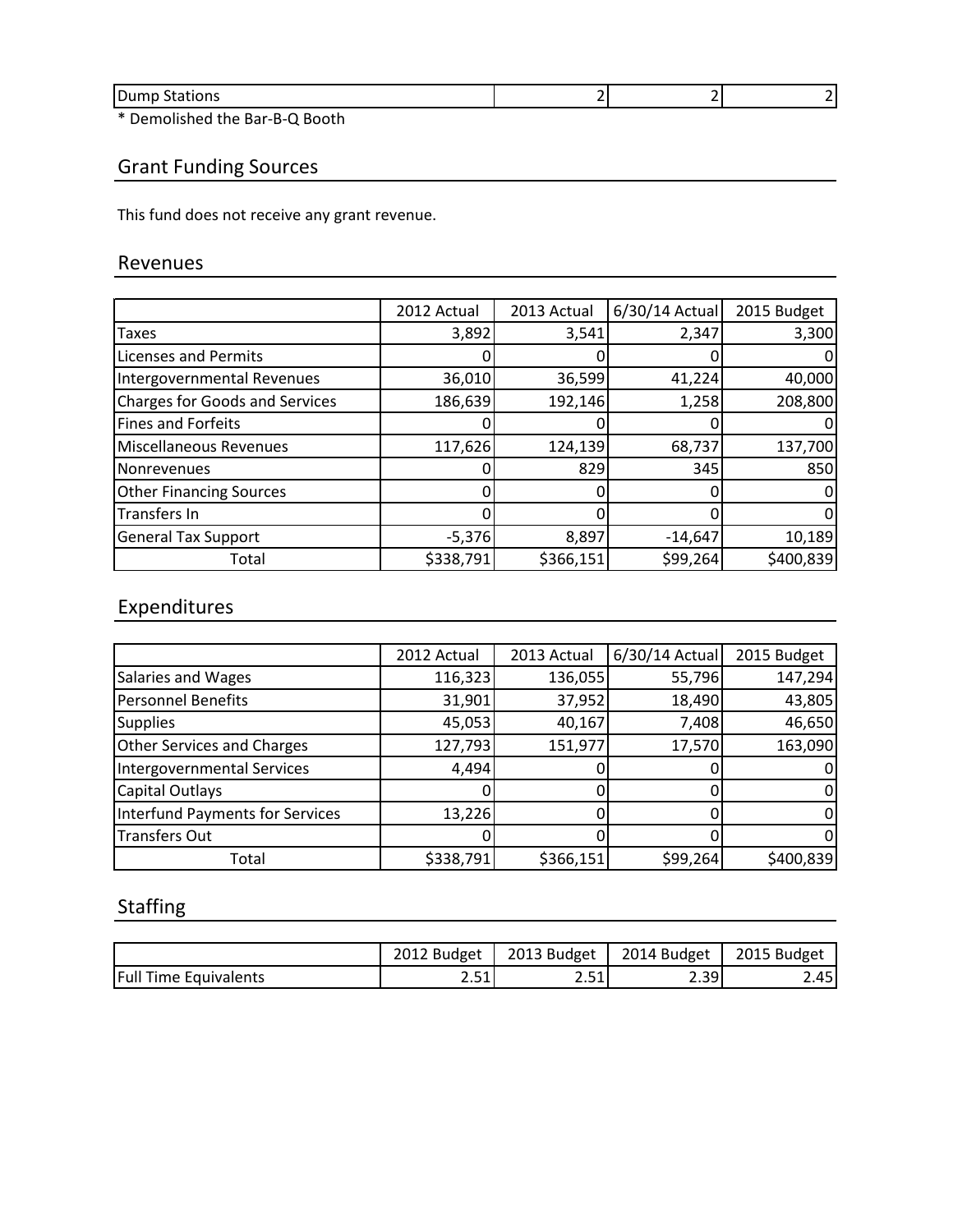| | | | |
|---|---|---|---|
| Dump Stations | 2 | 2 | 2 |

* Demolished the Bar-B-Q Booth

## Grant Funding Sources

This fund does not receive any grant revenue.

## Revenues

| | 2012 Actual | 2013 Actual | 6/30/14 Actual | 2015 Budget |
|---|---|---|---|---|
| Taxes | 3,892 | 3,541 | 2,347 | 3,300 |
| Licenses and Permits | 0 | 0 | 0 | 0 |
| Intergovernmental Revenues | 36,010 | 36,599 | 41,224 | 40,000 |
| Charges for Goods and Services | 186,639 | 192,146 | 1,258 | 208,800 |
| Fines and Forfeits | 0 | 0 | 0 | 0 |
| Miscellaneous Revenues | 117,626 | 124,139 | 68,737 | 137,700 |
| Nonrevenues | 0 | 829 | 345 | 850 |
| Other Financing Sources | 0 | 0 | 0 | 0 |
| Transfers In | 0 | 0 | 0 | 0 |
| General Tax Support | -5,376 | 8,897 | -14,647 | 10,189 |
| Total | $338,791 | $366,151 | $99,264 | $400,839 |

## Expenditures

| | 2012 Actual | 2013 Actual | 6/30/14 Actual | 2015 Budget |
|---|---|---|---|---|
| Salaries and Wages | 116,323 | 136,055 | 55,796 | 147,294 |
| Personnel Benefits | 31,901 | 37,952 | 18,490 | 43,805 |
| Supplies | 45,053 | 40,167 | 7,408 | 46,650 |
| Other Services and Charges | 127,793 | 151,977 | 17,570 | 163,090 |
| Intergovernmental Services | 4,494 | 0 | 0 | 0 |
| Capital Outlays | 0 | 0 | 0 | 0 |
| Interfund Payments for Services | 13,226 | 0 | 0 | 0 |
| Transfers Out | 0 | 0 | 0 | 0 |
| Total | $338,791 | $366,151 | $99,264 | $400,839 |

## Staffing

| | 2012 Budget | 2013 Budget | 2014 Budget | 2015 Budget |
|---|---|---|---|---|
| Full Time Equivalents | 2.51 | 2.51 | 2.39 | 2.45 |